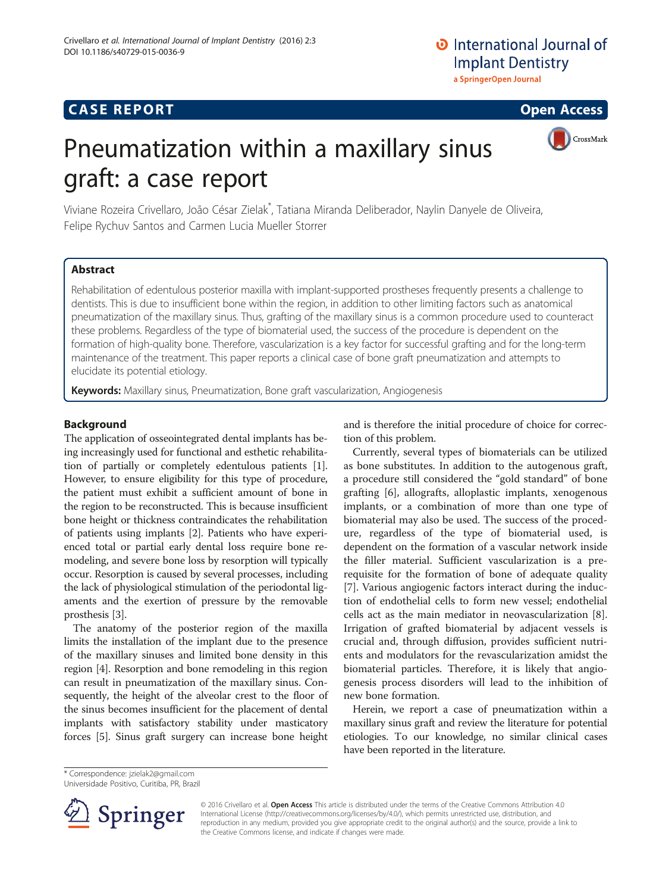CASE REPORT

Open Access

# Pneumatization within a maxillary sinus graft: a case report

Viviane Rozeira Crivellaro, João César Zielak*, Tatiana Miranda Deliberador, Naylin Danyele de Oliveira, Felipe Rychuv Santos and Carmen Lucia Mueller Storrer

## Abstract

Rehabilitation of edentulous posterior maxilla with implant-supported prostheses frequently presents a challenge to dentists. This is due to insufficient bone within the region, in addition to other limiting factors such as anatomical pneumatization of the maxillary sinus. Thus, grafting of the maxillary sinus is a common procedure used to counteract these problems. Regardless of the type of biomaterial used, the success of the procedure is dependent on the formation of high-quality bone. Therefore, vascularization is a key factor for successful grafting and for the long-term maintenance of the treatment. This paper reports a clinical case of bone graft pneumatization and attempts to elucidate its potential etiology.

**Keywords:** Maxillary sinus, Pneumatization, Bone graft vascularization, Angiogenesis

## Background

The application of osseointegrated dental implants has being increasingly used for functional and esthetic rehabilitation of partially or completely edentulous patients [1]. However, to ensure eligibility for this type of procedure, the patient must exhibit a sufficient amount of bone in the region to be reconstructed. This is because insufficient bone height or thickness contraindicates the rehabilitation of patients using implants [2]. Patients who have experienced total or partial early dental loss require bone remodeling, and severe bone loss by resorption will typically occur. Resorption is caused by several processes, including the lack of physiological stimulation of the periodontal ligaments and the exertion of pressure by the removable prosthesis [3].

The anatomy of the posterior region of the maxilla limits the installation of the implant due to the presence of the maxillary sinuses and limited bone density in this region [4]. Resorption and bone remodeling in this region can result in pneumatization of the maxillary sinus. Consequently, the height of the alveolar crest to the floor of the sinus becomes insufficient for the placement of dental implants with satisfactory stability under masticatory forces [5]. Sinus graft surgery can increase bone height and is therefore the initial procedure of choice for correction of this problem.

Currently, several types of biomaterials can be utilized as bone substitutes. In addition to the autogenous graft, a procedure still considered the "gold standard" of bone grafting [6], allografts, alloplastic implants, xenogenous implants, or a combination of more than one type of biomaterial may also be used. The success of the procedure, regardless of the type of biomaterial used, is dependent on the formation of a vascular network inside the filler material. Sufficient vascularization is a prerequisite for the formation of bone of adequate quality [7]. Various angiogenic factors interact during the induction of endothelial cells to form new vessel; endothelial cells act as the main mediator in neovascularization [8]. Irrigation of grafted biomaterial by adjacent vessels is crucial and, through diffusion, provides sufficient nutrients and modulators for the revascularization amidst the biomaterial particles. Therefore, it is likely that angiogenesis process disorders will lead to the inhibition of new bone formation.

Herein, we report a case of pneumatization within a maxillary sinus graft and review the literature for potential etiologies. To our knowledge, no similar clinical cases have been reported in the literature.

* Correspondence: jzielak2@gmail.com
Universidade Positivo, Curitiba, PR, Brazil

© 2016 Crivellaro et al. **Open Access** This article is distributed under the terms of the Creative Commons Attribution 4.0 International License (http://creativecommons.org/licenses/by/4.0/), which permits unrestricted use, distribution, and reproduction in any medium, provided you give appropriate credit to the original author(s) and the source, provide a link to the Creative Commons license, and indicate if changes were made.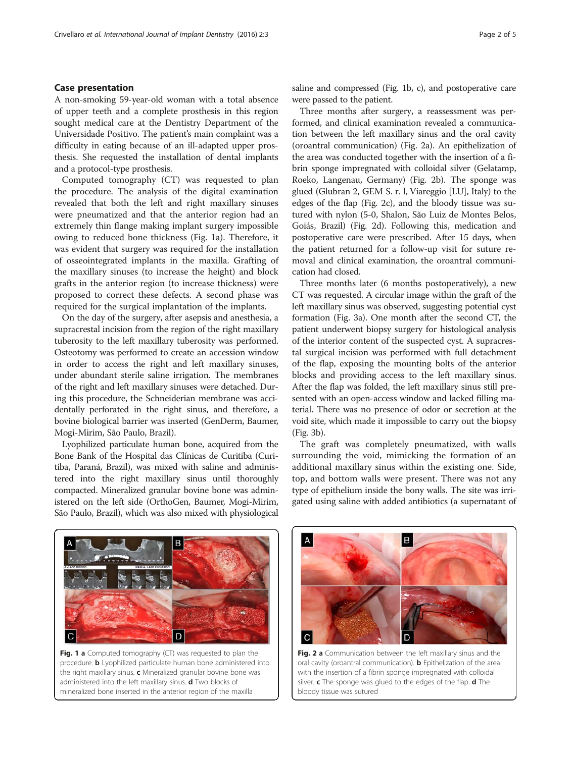## Case presentation

A non-smoking 59-year-old woman with a total absence of upper teeth and a complete prosthesis in this region sought medical care at the Dentistry Department of the Universidade Positivo. The patient's main complaint was a difficulty in eating because of an ill-adapted upper prosthesis. She requested the installation of dental implants and a protocol-type prosthesis.

Computed tomography (CT) was requested to plan the procedure. The analysis of the digital examination revealed that both the left and right maxillary sinuses were pneumatized and that the anterior region had an extremely thin flange making implant surgery impossible owing to reduced bone thickness (Fig. 1a). Therefore, it was evident that surgery was required for the installation of osseointegrated implants in the maxilla. Grafting of the maxillary sinuses (to increase the height) and block grafts in the anterior region (to increase thickness) were proposed to correct these defects. A second phase was required for the surgical implantation of the implants.

On the day of the surgery, after asepsis and anesthesia, a supracrestal incision from the region of the right maxillary tuberosity to the left maxillary tuberosity was performed. Osteotomy was performed to create an accession window in order to access the right and left maxillary sinuses, under abundant sterile saline irrigation. The membranes of the right and left maxillary sinuses were detached. During this procedure, the Schneiderian membrane was accidentally perforated in the right sinus, and therefore, a bovine biological barrier was inserted (GenDerm, Baumer, Mogi-Mirim, São Paulo, Brazil).

Lyophilized particulate human bone, acquired from the Bone Bank of the Hospital das Clínicas de Curitiba (Curitiba, Paraná, Brazil), was mixed with saline and administered into the right maxillary sinus until thoroughly compacted. Mineralized granular bovine bone was administered on the left side (OrthoGen, Baumer, Mogi-Mirim, São Paulo, Brazil), which was also mixed with physiological saline and compressed (Fig. 1b, c), and postoperative care were passed to the patient.

Three months after surgery, a reassessment was performed, and clinical examination revealed a communication between the left maxillary sinus and the oral cavity (oroantral communication) (Fig. 2a). An epithelization of the area was conducted together with the insertion of a fibrin sponge impregnated with colloidal silver (Gelatamp, Roeko, Langenau, Germany) (Fig. 2b). The sponge was glued (Glubran 2, GEM S. r. l, Viareggio [LU], Italy) to the edges of the flap (Fig. 2c), and the bloody tissue was sutured with nylon (5-0, Shalon, São Luiz de Montes Belos, Goiás, Brazil) (Fig. 2d). Following this, medication and postoperative care were prescribed. After 15 days, when the patient returned for a follow-up visit for suture removal and clinical examination, the oroantral communication had closed.

Three months later (6 months postoperatively), a new CT was requested. A circular image within the graft of the left maxillary sinus was observed, suggesting potential cyst formation (Fig. 3a). One month after the second CT, the patient underwent biopsy surgery for histological analysis of the interior content of the suspected cyst. A supracrestal surgical incision was performed with full detachment of the flap, exposing the mounting bolts of the anterior blocks and providing access to the left maxillary sinus. After the flap was folded, the left maxillary sinus still presented with an open-access window and lacked filling material. There was no presence of odor or secretion at the void site, which made it impossible to carry out the biopsy (Fig. 3b).

The graft was completely pneumatized, with walls surrounding the void, mimicking the formation of an additional maxillary sinus within the existing one. Side, top, and bottom walls were present. There was not any type of epithelium inside the bony walls. The site was irrigated using saline with added antibiotics (a supernatant of

**Fig. 1 a** Computed tomography (CT) was requested to plan the procedure. **b** Lyophilized particulate human bone administered into the right maxillary sinus. **c** Mineralized granular bovine bone was administered into the left maxillary sinus. **d** Two blocks of mineralized bone inserted in the anterior region of the maxilla

**Fig. 2 a** Communication between the left maxillary sinus and the oral cavity (oroantral communication). **b** Epithelization of the area with the insertion of a fibrin sponge impregnated with colloidal silver. **c** The sponge was glued to the edges of the flap. **d** The bloody tissue was sutured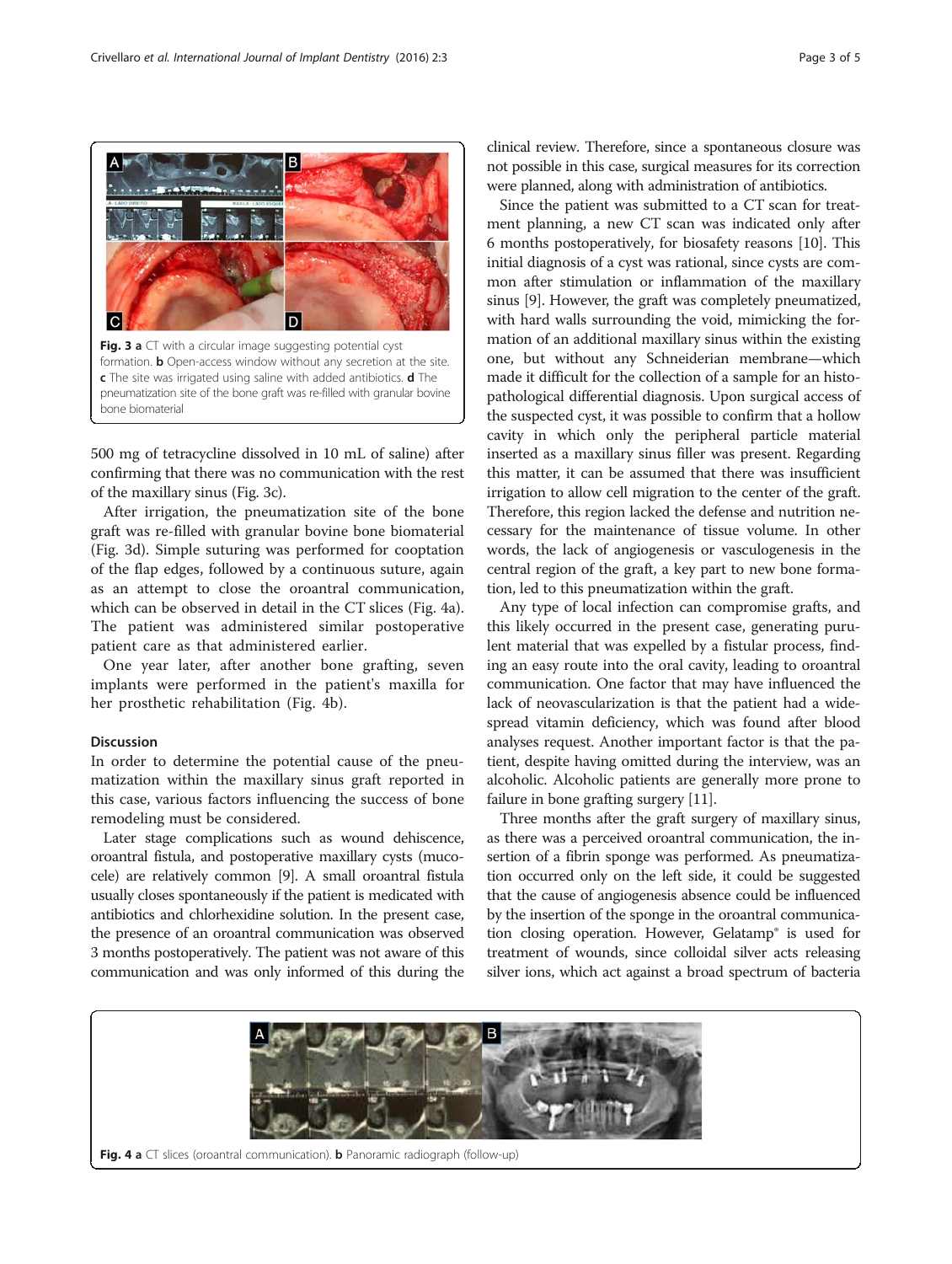Fig. 3 **a** CT with a circular image suggesting potential cyst formation. **b** Open-access window without any secretion at the site. **c** The site was irrigated using saline with added antibiotics. **d** The pneumatization site of the bone graft was re-filled with granular bovine bone biomaterial

500 mg of tetracycline dissolved in 10 mL of saline) after confirming that there was no communication with the rest of the maxillary sinus (Fig. 3c).

After irrigation, the pneumatization site of the bone graft was re-filled with granular bovine bone biomaterial (Fig. 3d). Simple suturing was performed for cooptation of the flap edges, followed by a continuous suture, again as an attempt to close the oroantral communication, which can be observed in detail in the CT slices (Fig. 4a). The patient was administered similar postoperative patient care as that administered earlier.

One year later, after another bone grafting, seven implants were performed in the patient's maxilla for her prosthetic rehabilitation (Fig. 4b).

## Discussion

In order to determine the potential cause of the pneumatization within the maxillary sinus graft reported in this case, various factors influencing the success of bone remodeling must be considered.

Later stage complications such as wound dehiscence, oroantral fistula, and postoperative maxillary cysts (mucocele) are relatively common [9]. A small oroantral fistula usually closes spontaneously if the patient is medicated with antibiotics and chlorhexidine solution. In the present case, the presence of an oroantral communication was observed 3 months postoperatively. The patient was not aware of this communication and was only informed of this during the clinical review. Therefore, since a spontaneous closure was not possible in this case, surgical measures for its correction were planned, along with administration of antibiotics.

Since the patient was submitted to a CT scan for treatment planning, a new CT scan was indicated only after 6 months postoperatively, for biosafety reasons [10]. This initial diagnosis of a cyst was rational, since cysts are common after stimulation or inflammation of the maxillary sinus [9]. However, the graft was completely pneumatized, with hard walls surrounding the void, mimicking the formation of an additional maxillary sinus within the existing one, but without any Schneiderian membrane—which made it difficult for the collection of a sample for an histopathological differential diagnosis. Upon surgical access of the suspected cyst, it was possible to confirm that a hollow cavity in which only the peripheral particle material inserted as a maxillary sinus filler was present. Regarding this matter, it can be assumed that there was insufficient irrigation to allow cell migration to the center of the graft. Therefore, this region lacked the defense and nutrition necessary for the maintenance of tissue volume. In other words, the lack of angiogenesis or vasculogenesis in the central region of the graft, a key part to new bone formation, led to this pneumatization within the graft.

Any type of local infection can compromise grafts, and this likely occurred in the present case, generating purulent material that was expelled by a fistular process, finding an easy route into the oral cavity, leading to oroantral communication. One factor that may have influenced the lack of neovascularization is that the patient had a widespread vitamin deficiency, which was found after blood analyses request. Another important factor is that the patient, despite having omitted during the interview, was an alcoholic. Alcoholic patients are generally more prone to failure in bone grafting surgery [11].

Three months after the graft surgery of maxillary sinus, as there was a perceived oroantral communication, the insertion of a fibrin sponge was performed. As pneumatization occurred only on the left side, it could be suggested that the cause of angiogenesis absence could be influenced by the insertion of the sponge in the oroantral communication closing operation. However, Gelatamp® is used for treatment of wounds, since colloidal silver acts releasing silver ions, which act against a broad spectrum of bacteria

Fig. 4 **a** CT slices (oroantral communication). **b** Panoramic radiograph (follow-up)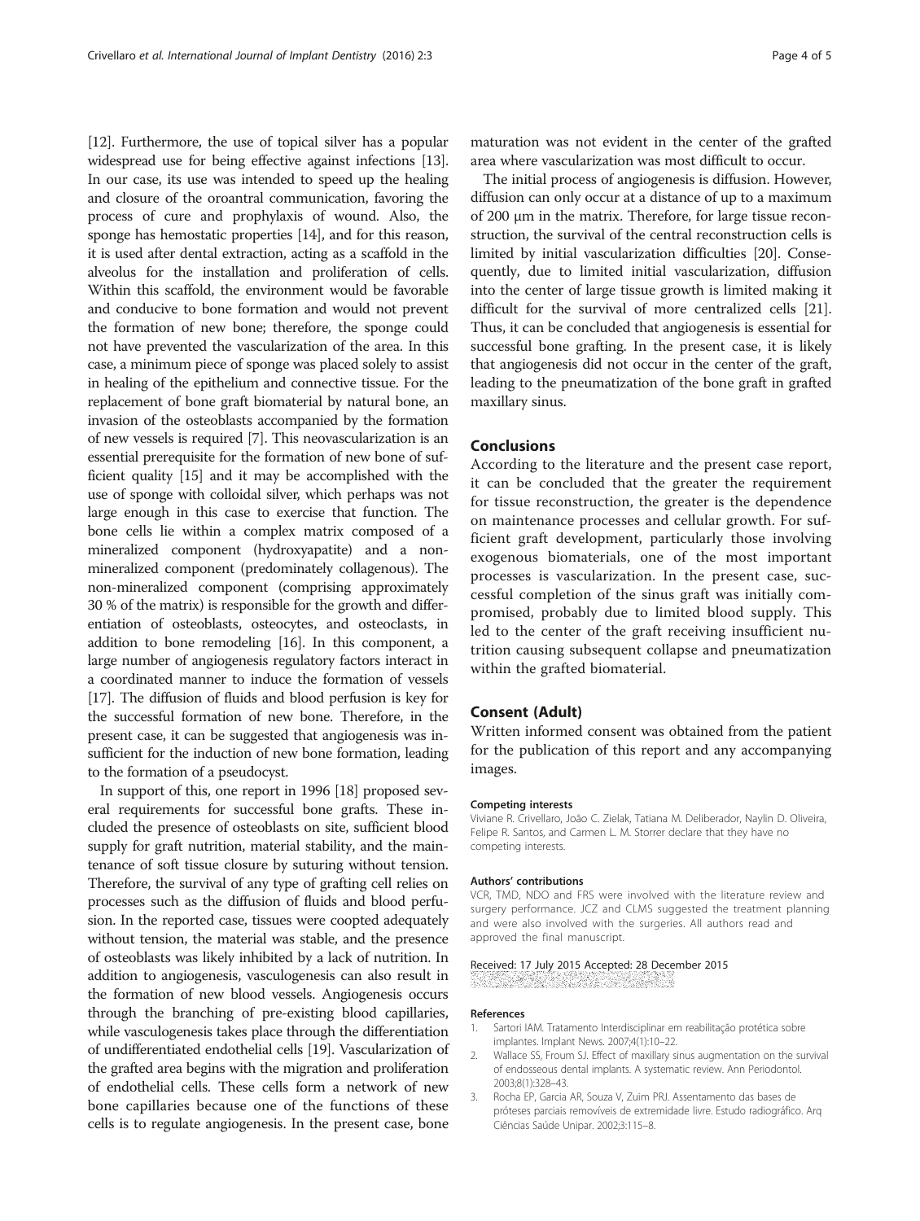[12]. Furthermore, the use of topical silver has a popular widespread use for being effective against infections [13]. In our case, its use was intended to speed up the healing and closure of the oroantral communication, favoring the process of cure and prophylaxis of wound. Also, the sponge has hemostatic properties [14], and for this reason, it is used after dental extraction, acting as a scaffold in the alveolus for the installation and proliferation of cells. Within this scaffold, the environment would be favorable and conducive to bone formation and would not prevent the formation of new bone; therefore, the sponge could not have prevented the vascularization of the area. In this case, a minimum piece of sponge was placed solely to assist in healing of the epithelium and connective tissue. For the replacement of bone graft biomaterial by natural bone, an invasion of the osteoblasts accompanied by the formation of new vessels is required [7]. This neovascularization is an essential prerequisite for the formation of new bone of sufficient quality [15] and it may be accomplished with the use of sponge with colloidal silver, which perhaps was not large enough in this case to exercise that function. The bone cells lie within a complex matrix composed of a mineralized component (hydroxyapatite) and a non-mineralized component (predominately collagenous). The non-mineralized component (comprising approximately 30 % of the matrix) is responsible for the growth and differentiation of osteoblasts, osteocytes, and osteoclasts, in addition to bone remodeling [16]. In this component, a large number of angiogenesis regulatory factors interact in a coordinated manner to induce the formation of vessels [17]. The diffusion of fluids and blood perfusion is key for the successful formation of new bone. Therefore, in the present case, it can be suggested that angiogenesis was insufficient for the induction of new bone formation, leading to the formation of a pseudocyst.

In support of this, one report in 1996 [18] proposed several requirements for successful bone grafts. These included the presence of osteoblasts on site, sufficient blood supply for graft nutrition, material stability, and the maintenance of soft tissue closure by suturing without tension. Therefore, the survival of any type of grafting cell relies on processes such as the diffusion of fluids and blood perfusion. In the reported case, tissues were coopted adequately without tension, the material was stable, and the presence of osteoblasts was likely inhibited by a lack of nutrition. In addition to angiogenesis, vasculogenesis can also result in the formation of new blood vessels. Angiogenesis occurs through the branching of pre-existing blood capillaries, while vasculogenesis takes place through the differentiation of undifferentiated endothelial cells [19]. Vascularization of the grafted area begins with the migration and proliferation of endothelial cells. These cells form a network of new bone capillaries because one of the functions of these cells is to regulate angiogenesis. In the present case, bone maturation was not evident in the center of the grafted area where vascularization was most difficult to occur.

The initial process of angiogenesis is diffusion. However, diffusion can only occur at a distance of up to a maximum of 200 μm in the matrix. Therefore, for large tissue reconstruction, the survival of the central reconstruction cells is limited by initial vascularization difficulties [20]. Consequently, due to limited initial vascularization, diffusion into the center of large tissue growth is limited making it difficult for the survival of more centralized cells [21]. Thus, it can be concluded that angiogenesis is essential for successful bone grafting. In the present case, it is likely that angiogenesis did not occur in the center of the graft, leading to the pneumatization of the bone graft in grafted maxillary sinus.

## Conclusions

According to the literature and the present case report, it can be concluded that the greater the requirement for tissue reconstruction, the greater is the dependence on maintenance processes and cellular growth. For sufficient graft development, particularly those involving exogenous biomaterials, one of the most important processes is vascularization. In the present case, successful completion of the sinus graft was initially compromised, probably due to limited blood supply. This led to the center of the graft receiving insufficient nutrition causing subsequent collapse and pneumatization within the grafted biomaterial.

## Consent (Adult)

Written informed consent was obtained from the patient for the publication of this report and any accompanying images.

#### Competing interests

Viviane R. Crivellaro, João C. Zielak, Tatiana M. Deliberador, Naylin D. Oliveira, Felipe R. Santos, and Carmen L. M. Storrer declare that they have no competing interests.

#### Authors' contributions

VCR, TMD, NDO and FRS were involved with the literature review and surgery performance. JCZ and CLMS suggested the treatment planning and were also involved with the surgeries. All authors read and approved the final manuscript.

Received: 17 July 2015 Accepted: 28 December 2015

#### References

1. Sartori IAM. Tratamento Interdisciplinar em reabilitação protética sobre implantes. Implant News. 2007;4(1):10–22.
2. Wallace SS, Froum SJ. Effect of maxillary sinus augmentation on the survival of endosseous dental implants. A systematic review. Ann Periodontol. 2003;8(1):328–43.
3. Rocha EP, Garcia AR, Souza V, Zuim PRJ. Assentamento das bases de próteses parciais removíveis de extremidade livre. Estudo radiográfico. Arq Ciências Saúde Unipar. 2002;3:115–8.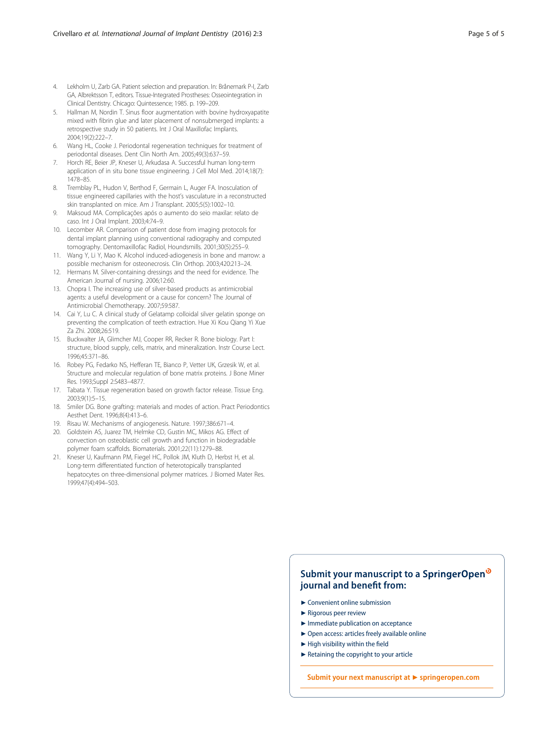4. Lekholm U, Zarb GA. Patient selection and preparation. In: Brånemark P-I, Zarb GA, Albrektsson T, editors. Tissue-Integrated Prostheses: Osseointegration in Clinical Dentistry. Chicago: Quintessence; 1985. p. 199–209.
5. Hallman M, Nordin T. Sinus floor augmentation with bovine hydroxyapatite mixed with fibrin glue and later placement of nonsubmerged implants: a retrospective study in 50 patients. Int J Oral Maxillofac Implants. 2004;19(2):222–7.
6. Wang HL, Cooke J. Periodontal regeneration techniques for treatment of periodontal diseases. Dent Clin North Am. 2005;49(3):637–59.
7. Horch RE, Beier JP, Kneser U, Arkudasa A. Successful human long-term application of in situ bone tissue engineering. J Cell Mol Med. 2014;18(7): 1478–85.
8. Tremblay PL, Hudon V, Berthod F, Germain L, Auger FA. Inosculation of tissue engineered capillaries with the host's vasculature in a reconstructed skin transplanted on mice. Am J Transplant. 2005;5(5):1002–10.
9. Maksoud MA. Complicações após o aumento do seio maxilar: relato de caso. Int J Oral Implant. 2003;4:74–9.
10. Lecomber AR. Comparison of patient dose from imaging protocols for dental implant planning using conventional radiography and computed tomography. Dentomaxillofac Radiol, Houndsmills. 2001;30(5):255–9.
11. Wang Y, Li Y, Mao K. Alcohol induced-adiogenesis in bone and marrow: a possible mechanism for osteonecrosis. Clin Orthop. 2003;420:213–24.
12. Hermans M. Silver-containing dressings and the need for evidence. The American Journal of nursing. 2006;12:60.
13. Chopra I. The increasing use of silver-based products as antimicrobial agents: a useful development or a cause for concern? The Journal of Antimicrobial Chemotherapy. 2007;59:587.
14. Cai Y, Lu C. A clinical study of Gelatamp colloidal silver gelatin sponge on preventing the complication of teeth extraction. Hue Xi Kou Qiang Yi Xue Za Zhi. 2008;26:519.
15. Buckwalter JA, Glimcher MJ, Cooper RR, Recker R. Bone biology. Part I: structure, blood supply, cells, matrix, and mineralization. Instr Course Lect. 1996;45:371–86.
16. Robey PG, Fedarko NS, Hefferan TE, Bianco P, Vetter UK, Grzesik W, et al. Structure and molecular regulation of bone matrix proteins. J Bone Miner Res. 1993;Suppl 2:S483–4877.
17. Tabata Y. Tissue regeneration based on growth factor release. Tissue Eng. 2003;9(1):5–15.
18. Smiler DG. Bone grafting: materials and modes of action. Pract Periodontics Aesthet Dent. 1996;8(4):413–6.
19. Risau W. Mechanisms of angiogenesis. Nature. 1997;386:671–4.
20. Goldstein AS, Juarez TM, Helmke CD, Gustin MC, Mikos AG. Effect of convection on osteoblastic cell growth and function in biodegradable polymer foam scaffolds. Biomaterials. 2001;22(11):1279–88.
21. Kneser U, Kaufmann PM, Fiegel HC, Pollok JM, Kluth D, Herbst H, et al. Long-term differentiated function of heterotopically transplanted hepatocytes on three-dimensional polymer matrices. J Biomed Mater Res. 1999;47(4):494–503.

**Submit your manuscript to a SpringerOpen journal and benefit from:**

- ► Convenient online submission
- ► Rigorous peer review
- ► Immediate publication on acceptance
- ► Open access: articles freely available online
- ► High visibility within the field
- ► Retaining the copyright to your article

**Submit your next manuscript at ► springeropen.com**